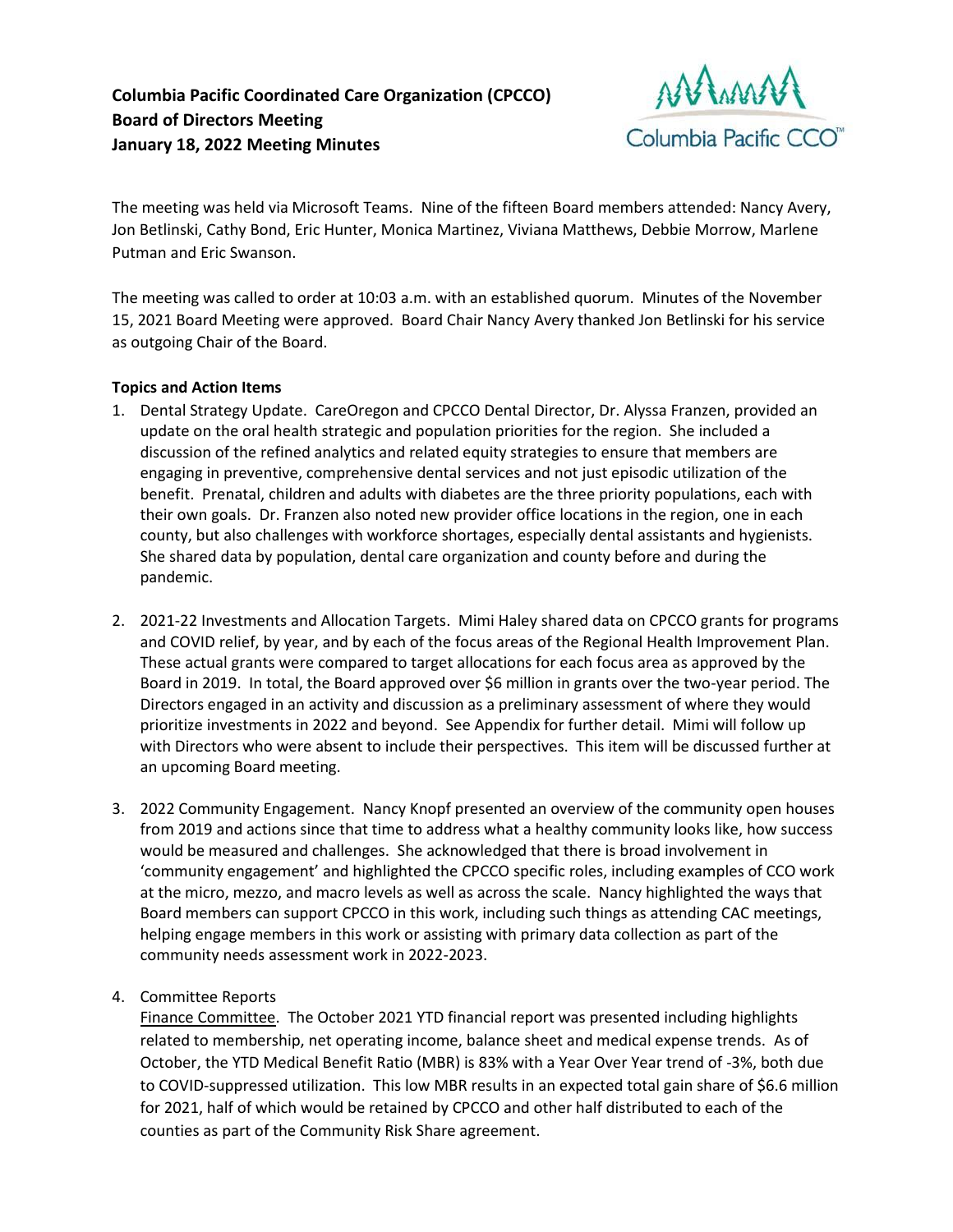# Columbia Pacific Coordinated Care Organization (CPCCO)
# Board of Directors Meeting
# January 18, 2022 Meeting Minutes

The meeting was held via Microsoft Teams. Nine of the fifteen Board members attended: Nancy Avery, Jon Betlinski, Cathy Bond, Eric Hunter, Monica Martinez, Viviana Matthews, Debbie Morrow, Marlene Putman and Eric Swanson.

The meeting was called to order at 10:03 a.m. with an established quorum. Minutes of the November 15, 2021 Board Meeting were approved. Board Chair Nancy Avery thanked Jon Betlinski for his service as outgoing Chair of the Board.

**Topics and Action Items**

1. Dental Strategy Update. CareOregon and CPCCO Dental Director, Dr. Alyssa Franzen, provided an update on the oral health strategic and population priorities for the region. She included a discussion of the refined analytics and related equity strategies to ensure that members are engaging in preventive, comprehensive dental services and not just episodic utilization of the benefit. Prenatal, children and adults with diabetes are the three priority populations, each with their own goals. Dr. Franzen also noted new provider office locations in the region, one in each county, but also challenges with workforce shortages, especially dental assistants and hygienists. She shared data by population, dental care organization and county before and during the pandemic.

2. 2021-22 Investments and Allocation Targets. Mimi Haley shared data on CPCCO grants for programs and COVID relief, by year, and by each of the focus areas of the Regional Health Improvement Plan. These actual grants were compared to target allocations for each focus area as approved by the Board in 2019. In total, the Board approved over $6 million in grants over the two-year period. The Directors engaged in an activity and discussion as a preliminary assessment of where they would prioritize investments in 2022 and beyond. See Appendix for further detail. Mimi will follow up with Directors who were absent to include their perspectives. This item will be discussed further at an upcoming Board meeting.

3. 2022 Community Engagement. Nancy Knopf presented an overview of the community open houses from 2019 and actions since that time to address what a healthy community looks like, how success would be measured and challenges. She acknowledged that there is broad involvement in 'community engagement' and highlighted the CPCCO specific roles, including examples of CCO work at the micro, mezzo, and macro levels as well as across the scale. Nancy highlighted the ways that Board members can support CPCCO in this work, including such things as attending CAC meetings, helping engage members in this work or assisting with primary data collection as part of the community needs assessment work in 2022-2023.

4. Committee Reports

   Finance Committee. The October 2021 YTD financial report was presented including highlights related to membership, net operating income, balance sheet and medical expense trends. As of October, the YTD Medical Benefit Ratio (MBR) is 83% with a Year Over Year trend of -3%, both due to COVID-suppressed utilization. This low MBR results in an expected total gain share of $6.6 million for 2021, half of which would be retained by CPCCO and other half distributed to each of the counties as part of the Community Risk Share agreement.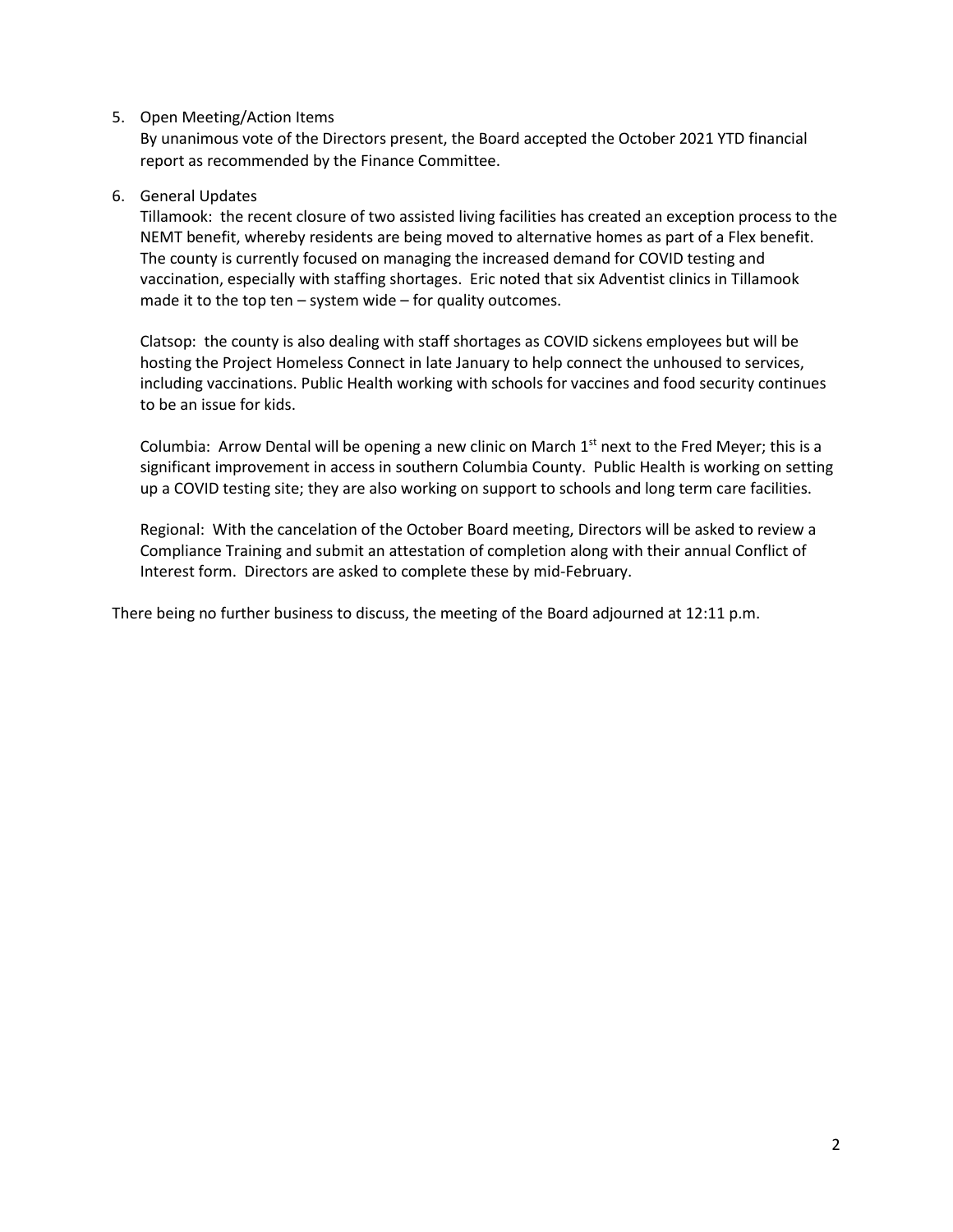5. Open Meeting/Action Items

   By unanimous vote of the Directors present, the Board accepted the October 2021 YTD financial report as recommended by the Finance Committee.

6. General Updates

   Tillamook: the recent closure of two assisted living facilities has created an exception process to the NEMT benefit, whereby residents are being moved to alternative homes as part of a Flex benefit. The county is currently focused on managing the increased demand for COVID testing and vaccination, especially with staffing shortages. Eric noted that six Adventist clinics in Tillamook made it to the top ten – system wide – for quality outcomes.

   Clatsop: the county is also dealing with staff shortages as COVID sickens employees but will be hosting the Project Homeless Connect in late January to help connect the unhoused to services, including vaccinations. Public Health working with schools for vaccines and food security continues to be an issue for kids.

   Columbia: Arrow Dental will be opening a new clinic on March 1st next to the Fred Meyer; this is a significant improvement in access in southern Columbia County. Public Health is working on setting up a COVID testing site; they are also working on support to schools and long term care facilities.

   Regional: With the cancelation of the October Board meeting, Directors will be asked to review a Compliance Training and submit an attestation of completion along with their annual Conflict of Interest form. Directors are asked to complete these by mid-February.

There being no further business to discuss, the meeting of the Board adjourned at 12:11 p.m.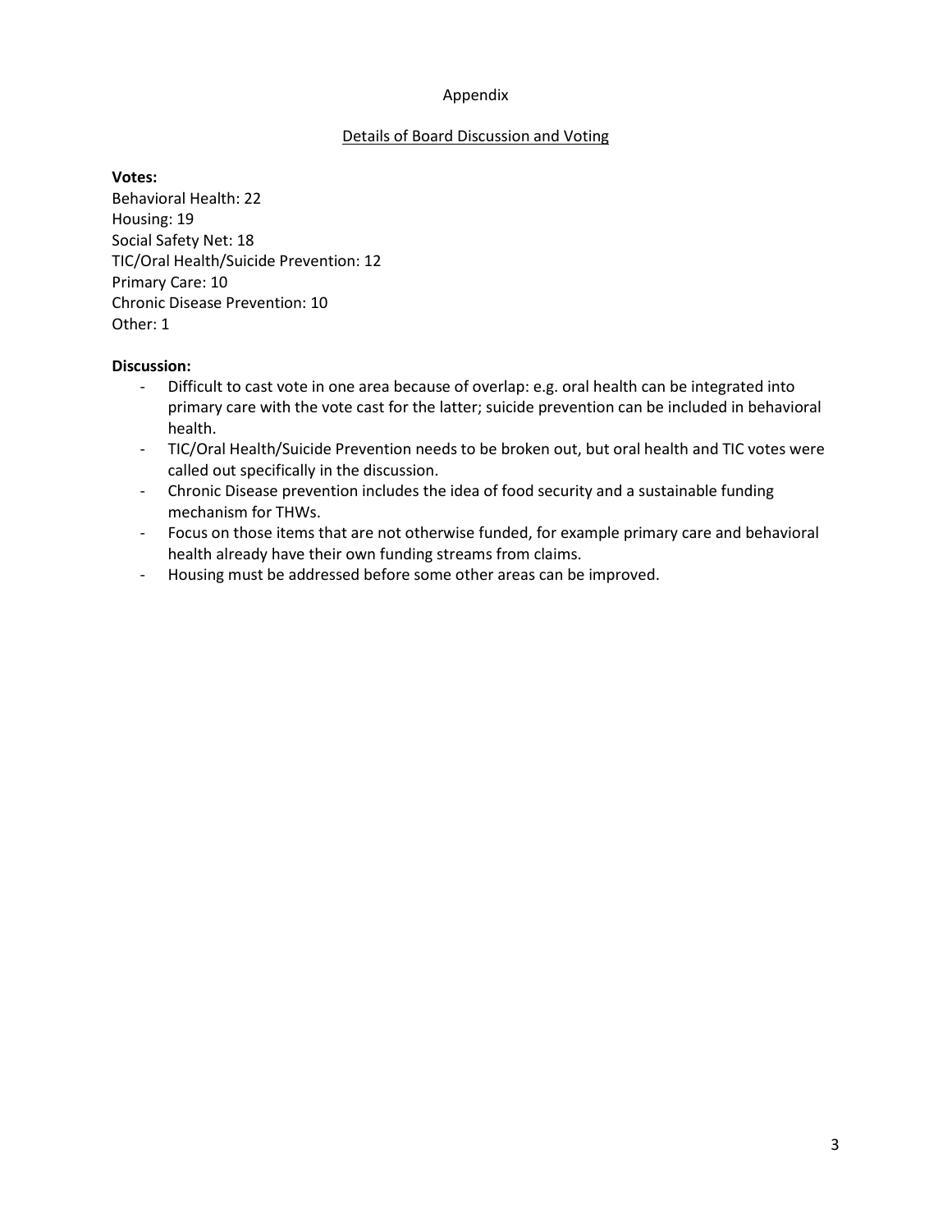# Appendix

## Details of Board Discussion and Voting

**Votes:**
Behavioral Health: 22
Housing: 19
Social Safety Net: 18
TIC/Oral Health/Suicide Prevention: 12
Primary Care: 10
Chronic Disease Prevention: 10
Other: 1

**Discussion:**

- Difficult to cast vote in one area because of overlap: e.g. oral health can be integrated into primary care with the vote cast for the latter; suicide prevention can be included in behavioral health.
- TIC/Oral Health/Suicide Prevention needs to be broken out, but oral health and TIC votes were called out specifically in the discussion.
- Chronic Disease prevention includes the idea of food security and a sustainable funding mechanism for THWs.
- Focus on those items that are not otherwise funded, for example primary care and behavioral health already have their own funding streams from claims.
- Housing must be addressed before some other areas can be improved.